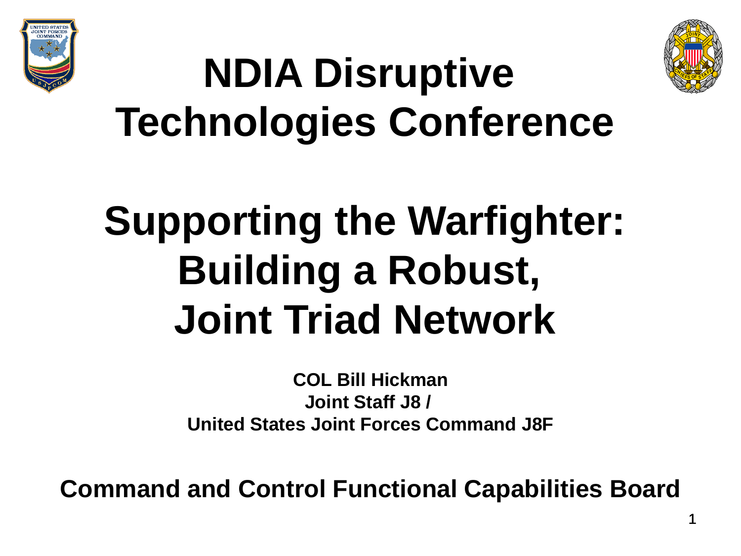# NDIA Disruptive Technologies Conference

# Supporting the Warfighter: Building a Robust, Joint Triad Network

**COL Bill Hickman**
**Joint Staff J8 /**
**United States Joint Forces Command J8F**

**Command and Control Functional Capabilities Board**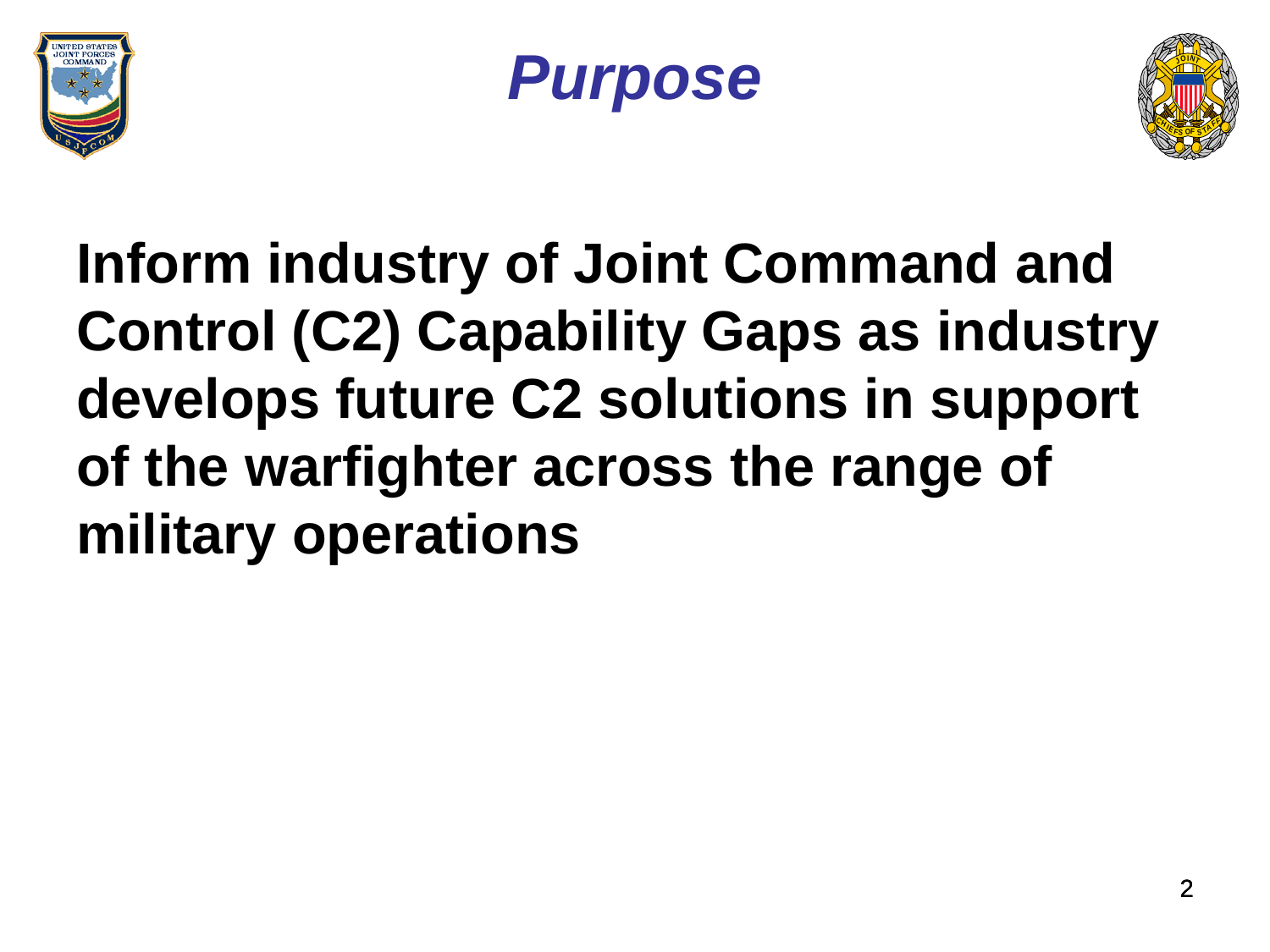# Purpose

**Inform industry of Joint Command and Control (C2) Capability Gaps as industry develops future C2 solutions in support of the warfighter across the range of military operations**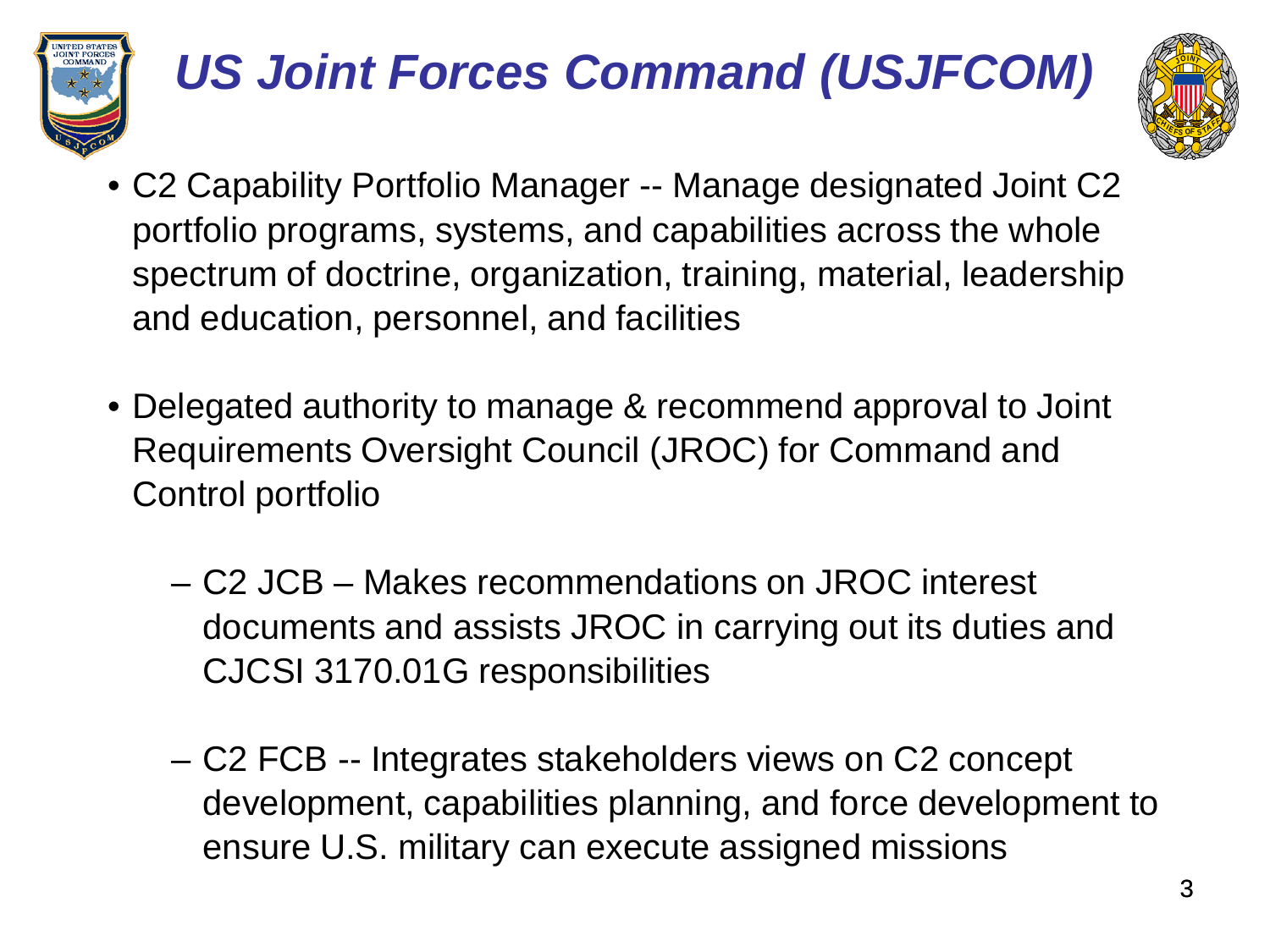# *US Joint Forces Command (USJFCOM)*

- C2 Capability Portfolio Manager -- Manage designated Joint C2 portfolio programs, systems, and capabilities across the whole spectrum of doctrine, organization, training, material, leadership and education, personnel, and facilities

- Delegated authority to manage & recommend approval to Joint Requirements Oversight Council (JROC) for Command and Control portfolio

  - C2 JCB – Makes recommendations on JROC interest documents and assists JROC in carrying out its duties and CJCSI 3170.01G responsibilities

  - C2 FCB -- Integrates stakeholders views on C2 concept development, capabilities planning, and force development to ensure U.S. military can execute assigned missions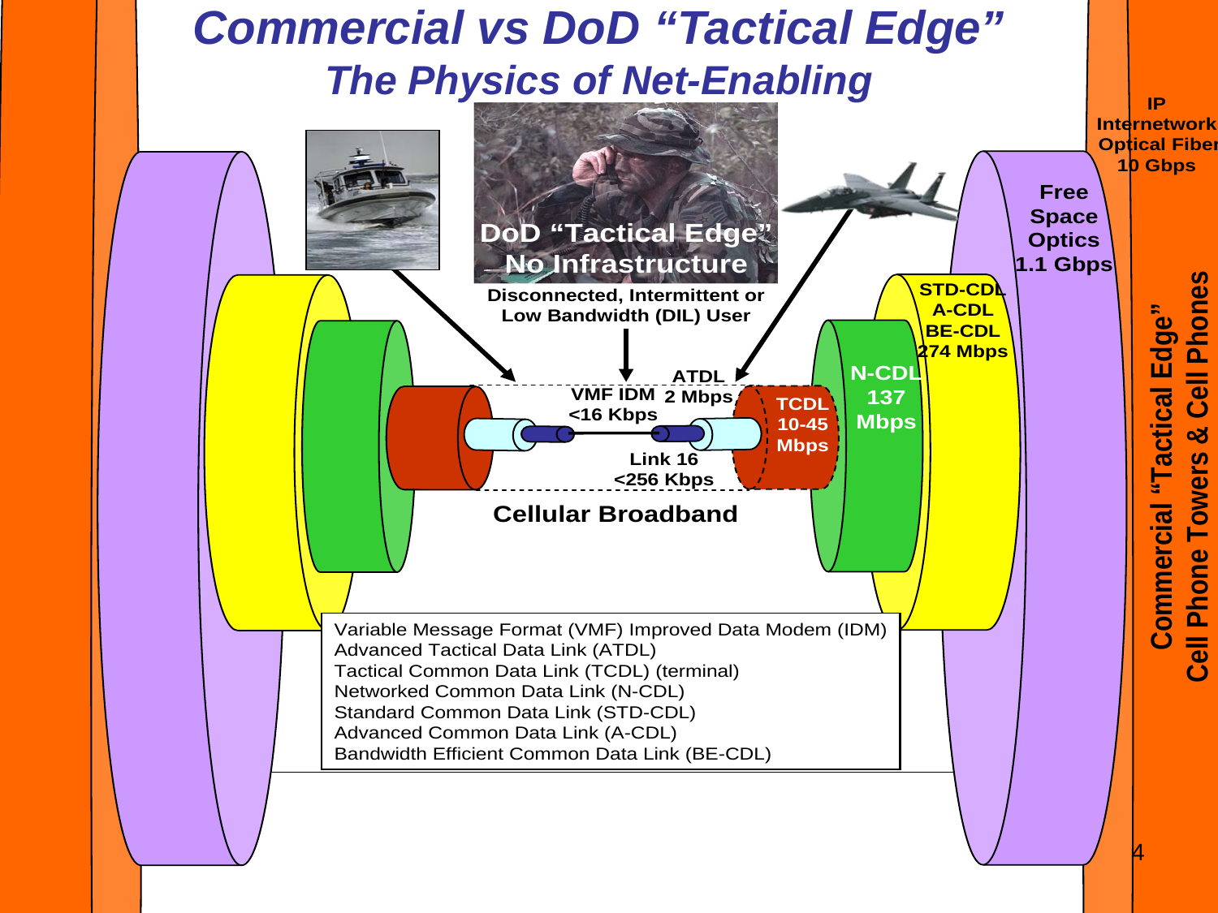# Commercial vs DoD "Tactical Edge"

## The Physics of Net-Enabling

DoD "Tactical Edge" No Infrastructure

Disconnected, Intermittent or Low Bandwidth (DIL) User

VMF IDM <16 Kbps

ATDL 2 Mbps

Link 16 <256 Kbps

TCDL 10-45 Mbps

N-CDL 137 Mbps

STD-CDL A-CDL BE-CDL 274 Mbps

Free Space Optics 1.1 Gbps

IP Internetwork Optical Fiber 10 Gbps

Cellular Broadband

Commercial "Tactical Edge" Cell Phone Towers & Cell Phones

Variable Message Format (VMF) Improved Data Modem (IDM)
Advanced Tactical Data Link (ATDL)
Tactical Common Data Link (TCDL) (terminal)
Networked Common Data Link (N-CDL)
Standard Common Data Link (STD-CDL)
Advanced Common Data Link (A-CDL)
Bandwidth Efficient Common Data Link (BE-CDL)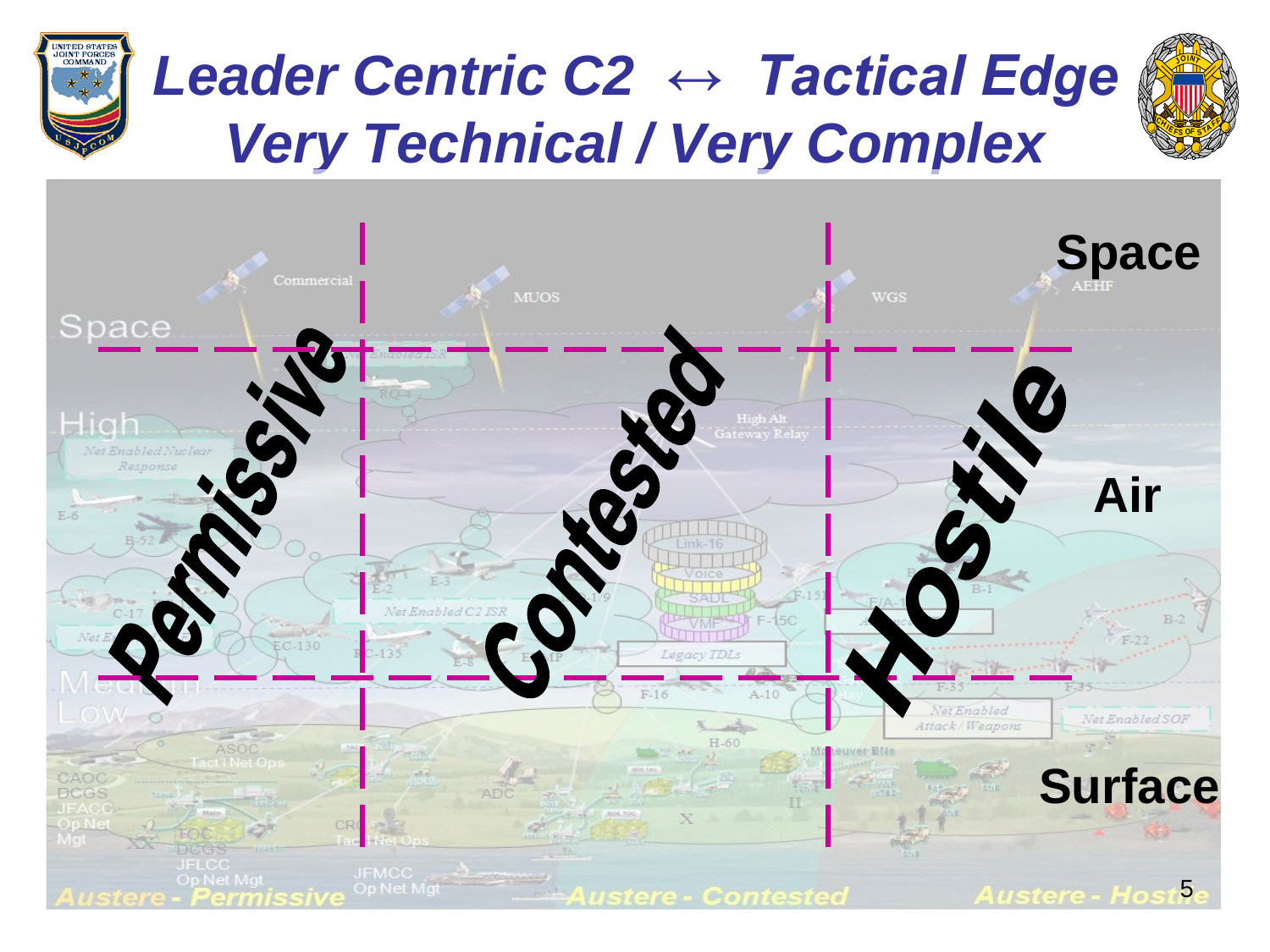# Leader Centric C2 ↔ Tactical Edge
## Very Technical / Very Complex

Space

Air

Surface

Permissive

Contested

Hostile

Austere - Permissive

Austere - Contested

Austere - Hostile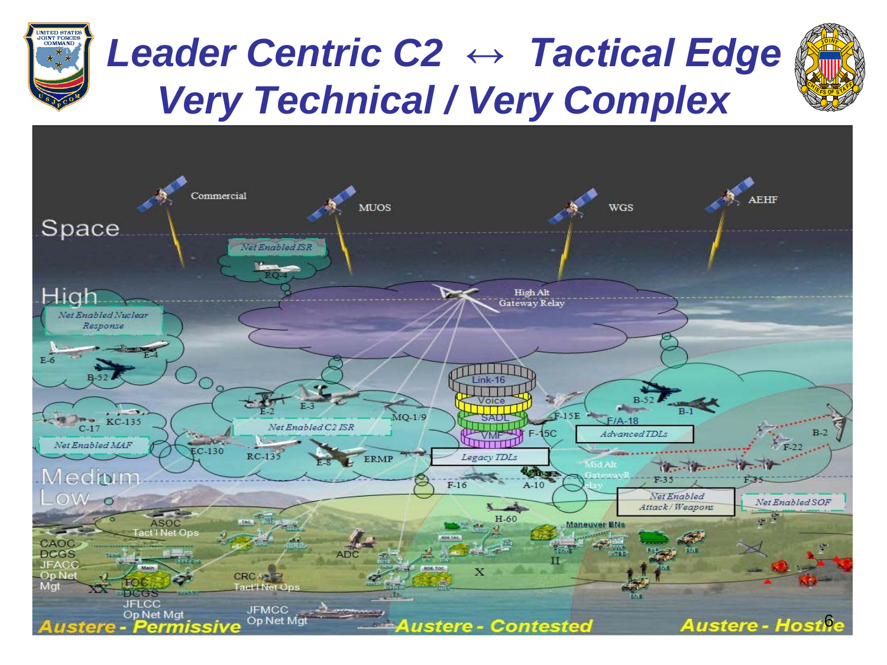# Leader Centric C2 ↔ Tactical Edge
# Very Technical / Very Complex

Space

Commercial

MUOS

WGS

AEHF

Net Enabled ISR

RQ-4

High

High Alt Gateway Relay

Net Enabled Nuclear Response

E-6

E-4

B-52

Link-16

Voice

SADL

VMF

Legacy TDLs

Advanced TDLs

E-2

E-3

MQ-1/9

C-17

KC-135

Net Enabled C2 ISR

Net Enabled MAF

EC-130

RC-135

E-8

ERMP

F-15E

F/A-18

F-15C

B-52

B-1

B-2

F-22

F-35

F-35

Mid Alt Gateway Relay

Medium

Low

F-16

A-10

H-60

Net Enabled Attack / Weapons

Net Enabled SOF

ASOC Tact'l Net Ops

CAOC DCGS JFACC Op Net Mgt

XX

TOC DCGS JFLCC Op Net Mgt

ADC

CRC Tact'l Net Ops

JFMCC Op Net Mgt

X

II

Maneuver BNs

Austere - Permissive

Austere - Contested

Austere - Hostile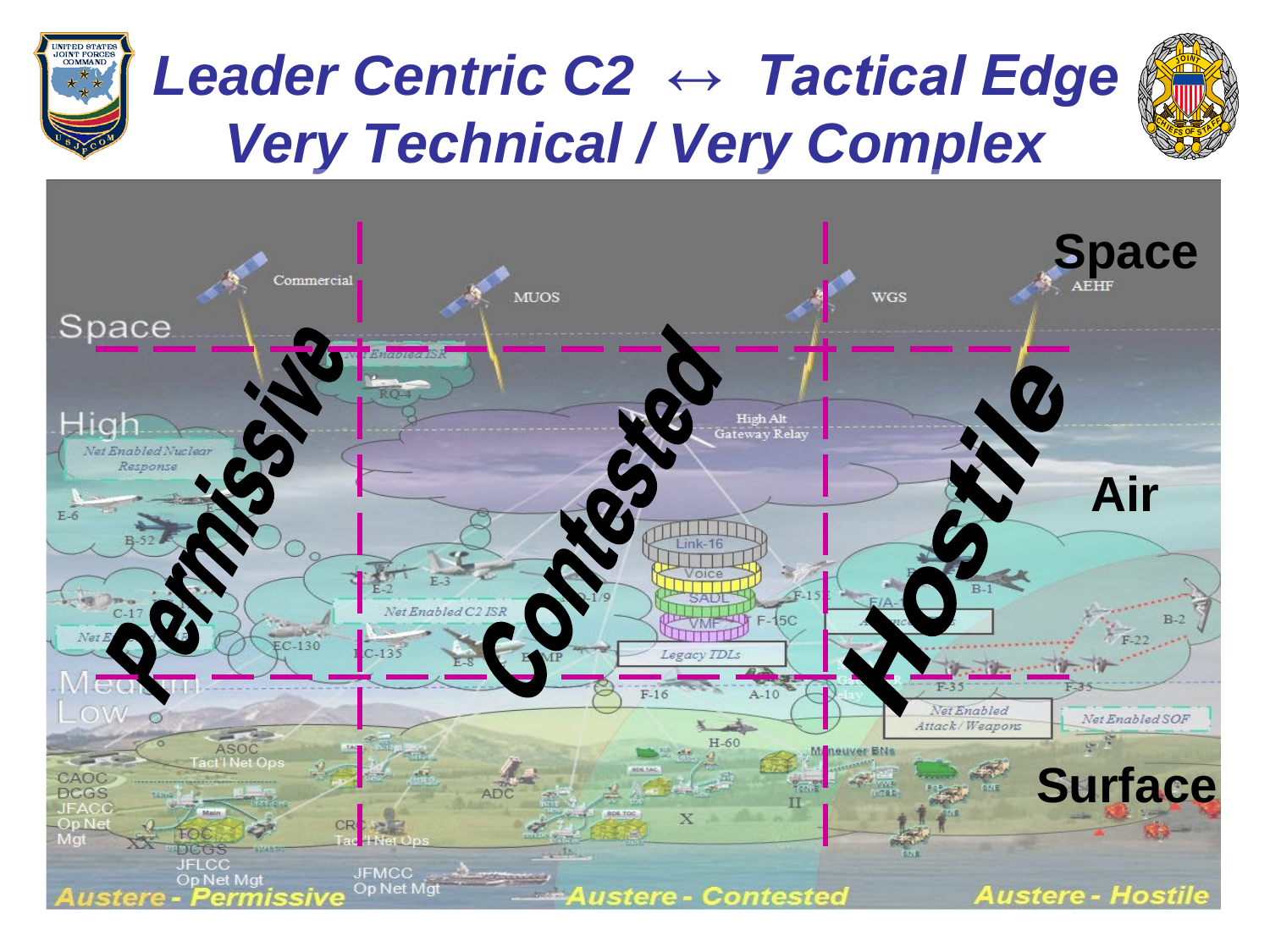# Leader Centric C2 ↔ Tactical Edge
## Very Technical / Very Complex

Space

Air

Surface

Permissive

Contested

Hostile

Commercial

MUOS

WGS

AEHF

Space

High

Medium

Low

Net Enabled ISR

RQ-4

Net Enabled Nuclear Response

E-6

B-52

C-17

EC-130

E-2

E-3

Net Enabled C2 ISR

RC-135

E-8

High Alt Gateway Relay

Link-16

Voice

SADL

VMF

Legacy TDLs

F-15

F-15C

F-16

A-10

H-60

B-1

F/A-18

F-35

B-2

F-22

Net Enabled Attack/Weapons

Net Enabled SOF

Maneuver BNs

ASOC

Tact'l Net Ops

CAOC

DCGS

JFACC

Op Net Mgt

XX

TOC

DCGS

JFLCC

Op Net Mgt

ADC

CRC

Tact'l Net Ops

JFMCC

Op Net Mgt

X

II

Austere - Permissive

Austere - Contested

Austere - Hostile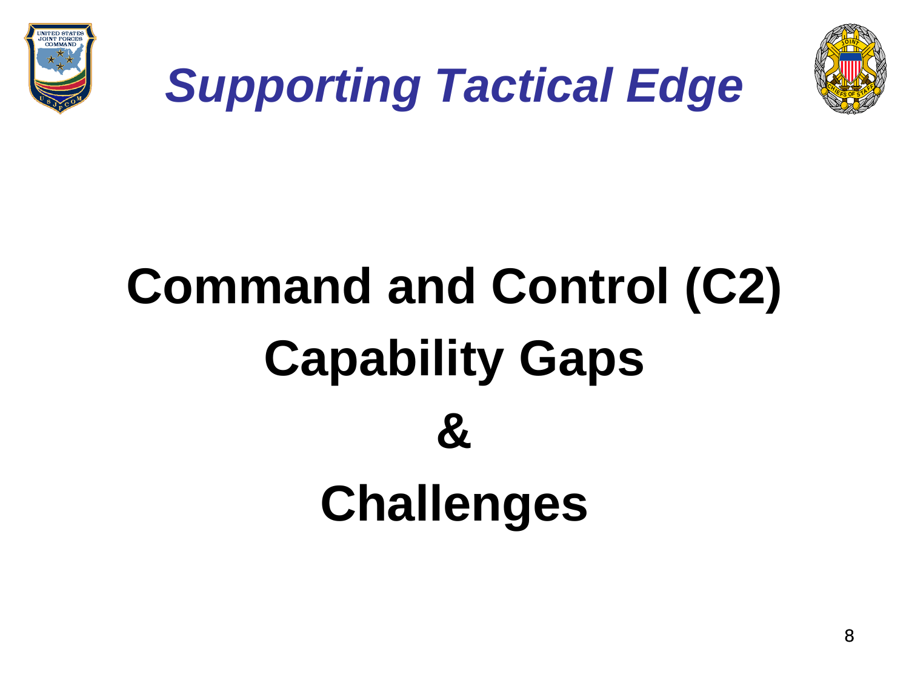## *Supporting Tactical Edge*

# Command and Control (C2) Capability Gaps & Challenges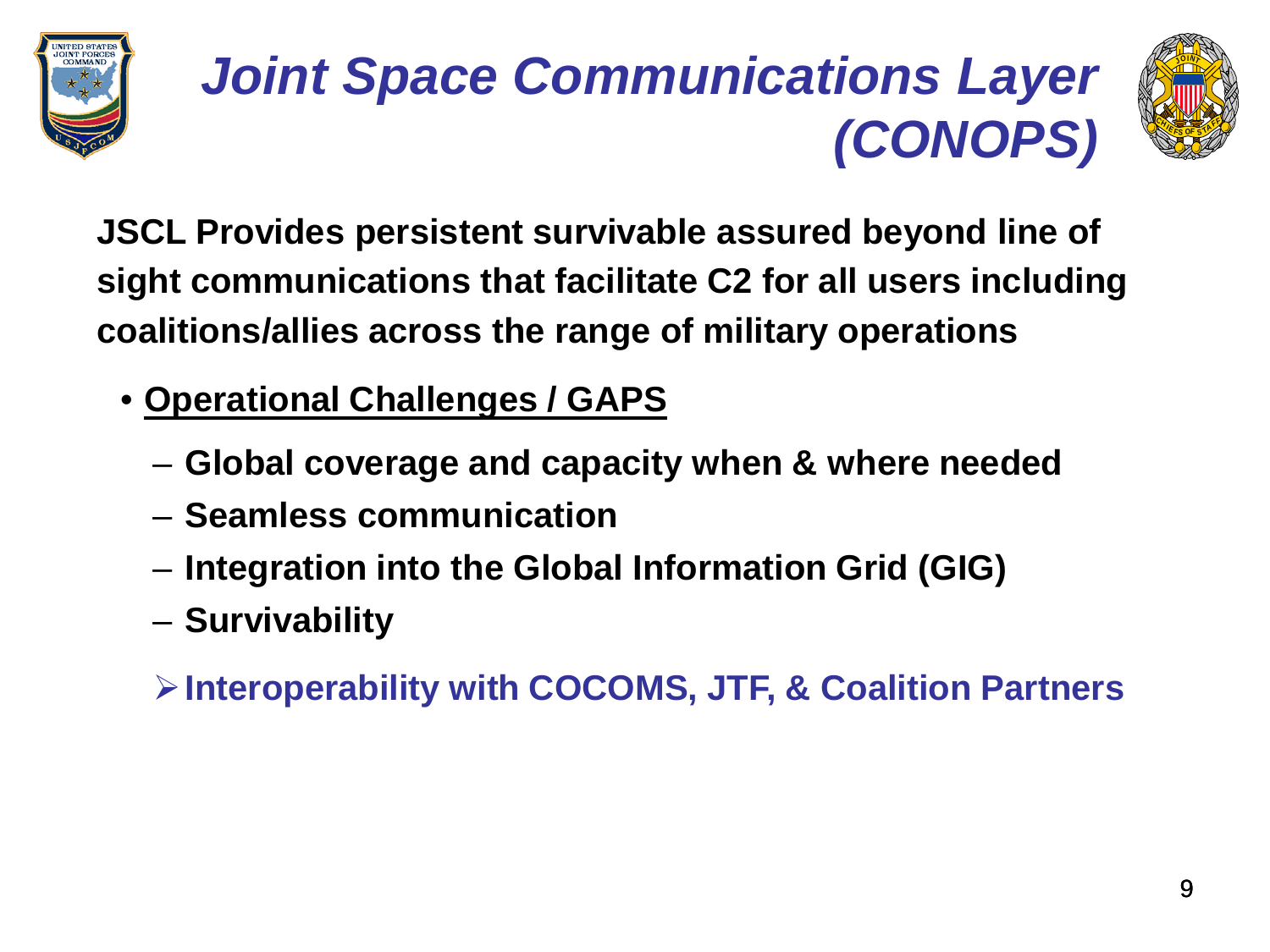# *Joint Space Communications Layer (CONOPS)*

**JSCL Provides persistent survivable assured beyond line of sight communications that facilitate C2 for all users including coalitions/allies across the range of military operations**

- **Operational Challenges / GAPS**
  - **Global coverage and capacity when & where needed**
  - **Seamless communication**
  - **Integration into the Global Information Grid (GIG)**
  - **Survivability**
  - **Interoperability with COCOMS, JTF, & Coalition Partners**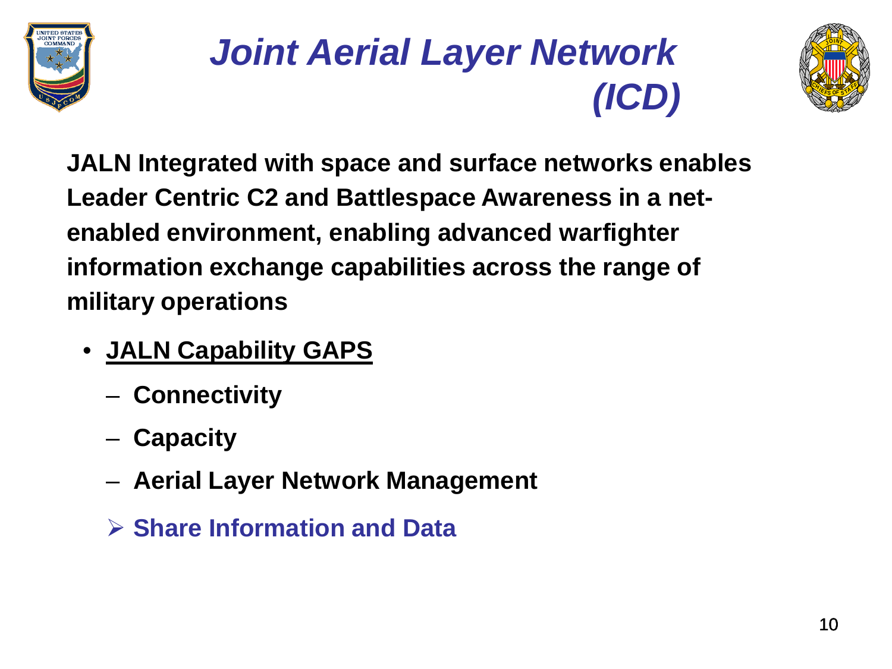# *Joint Aerial Layer Network (ICD)*

**JALN Integrated with space and surface networks enables Leader Centric C2 and Battlespace Awareness in a net-enabled environment, enabling advanced warfighter information exchange capabilities across the range of military operations**

- **JALN Capability GAPS**
  - **Connectivity**
  - **Capacity**
  - **Aerial Layer Network Management**
  - **Share Information and Data**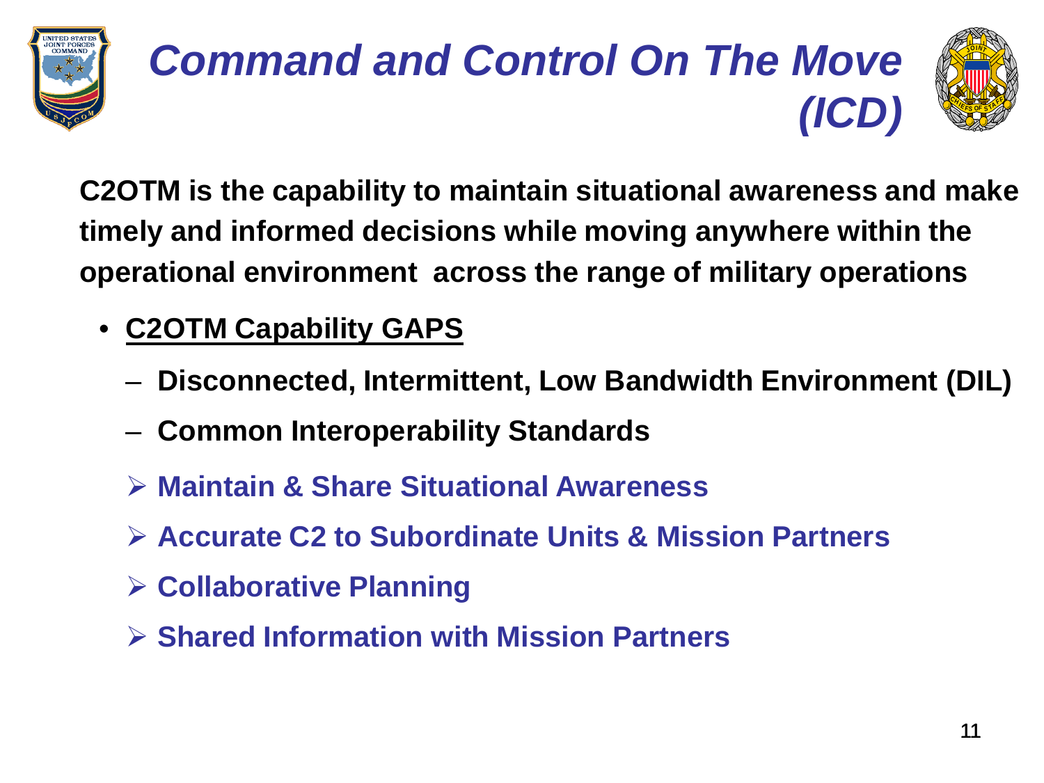# *Command and Control On The Move (ICD)*

**C2OTM is the capability to maintain situational awareness and make timely and informed decisions while moving anywhere within the operational environment across the range of military operations**

- **<u>C2OTM Capability GAPS</u>**
  - **Disconnected, Intermittent, Low Bandwidth Environment (DIL)**
  - **Common Interoperability Standards**
  - **Maintain & Share Situational Awareness**
  - **Accurate C2 to Subordinate Units & Mission Partners**
  - **Collaborative Planning**
  - **Shared Information with Mission Partners**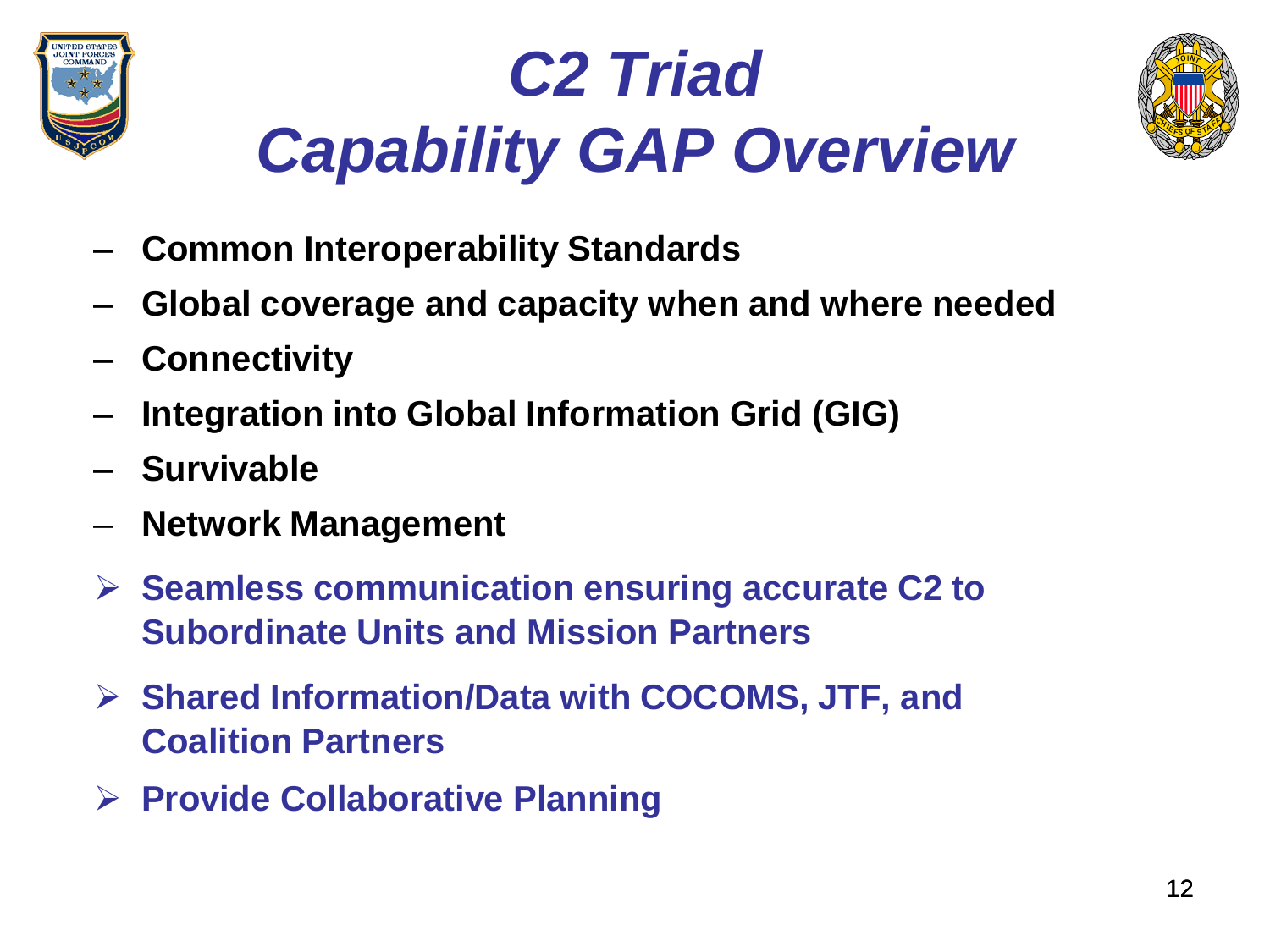# C2 Triad
# Capability GAP Overview

- **Common Interoperability Standards**
- **Global coverage and capacity when and where needed**
- **Connectivity**
- **Integration into Global Information Grid (GIG)**
- **Survivable**
- **Network Management**

- **Seamless communication ensuring accurate C2 to Subordinate Units and Mission Partners**
- **Shared Information/Data with COCOMS, JTF, and Coalition Partners**
- **Provide Collaborative Planning**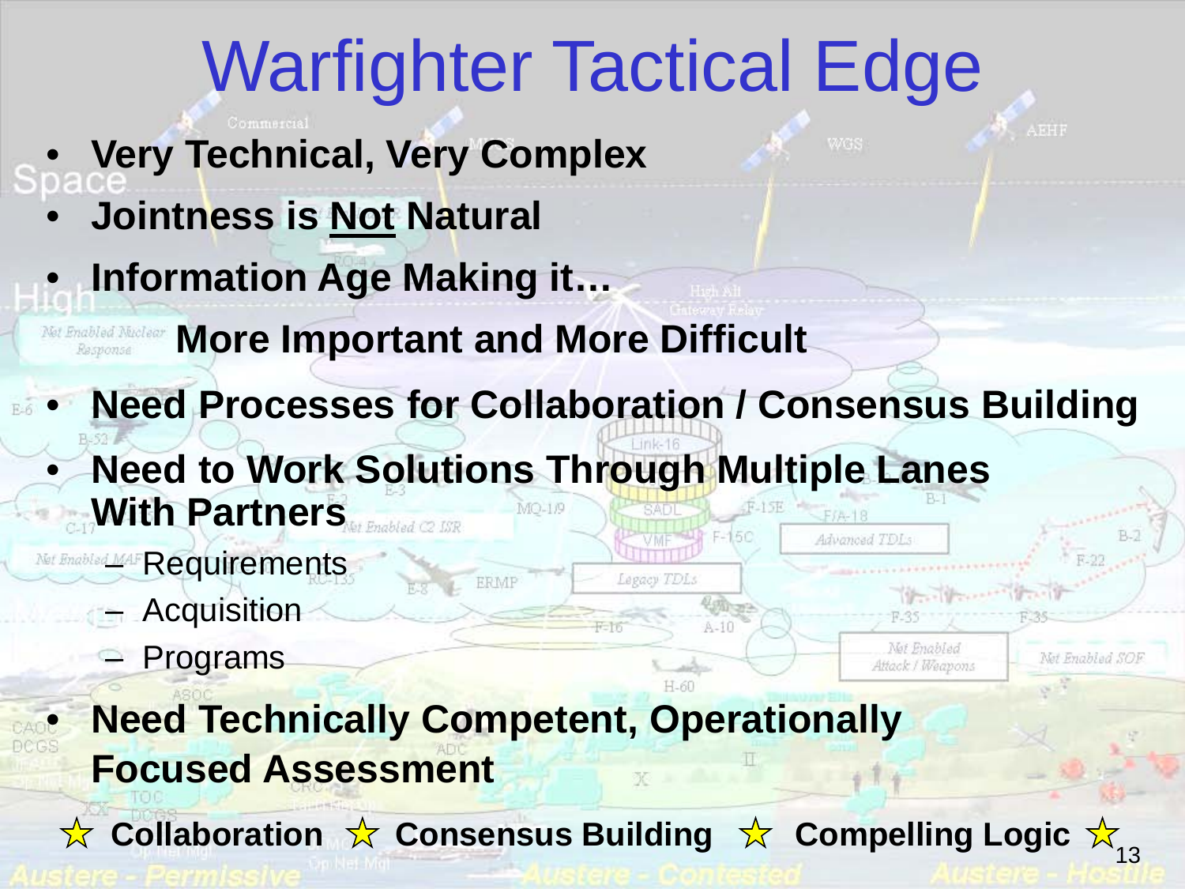# Warfighter Tactical Edge

- **Very Technical, Very Complex**
- **Jointness is Not Natural**
- **Information Age Making it…**

  **More Important and More Difficult**
- **Need Processes for Collaboration / Consensus Building**
- **Need to Work Solutions Through Multiple Lanes With Partners**
  - Requirements
  - Acquisition
  - Programs
- **Need Technically Competent, Operationally Focused Assessment**

☆ **Collaboration** ☆ **Consensus Building** ☆ **Compelling Logic** ☆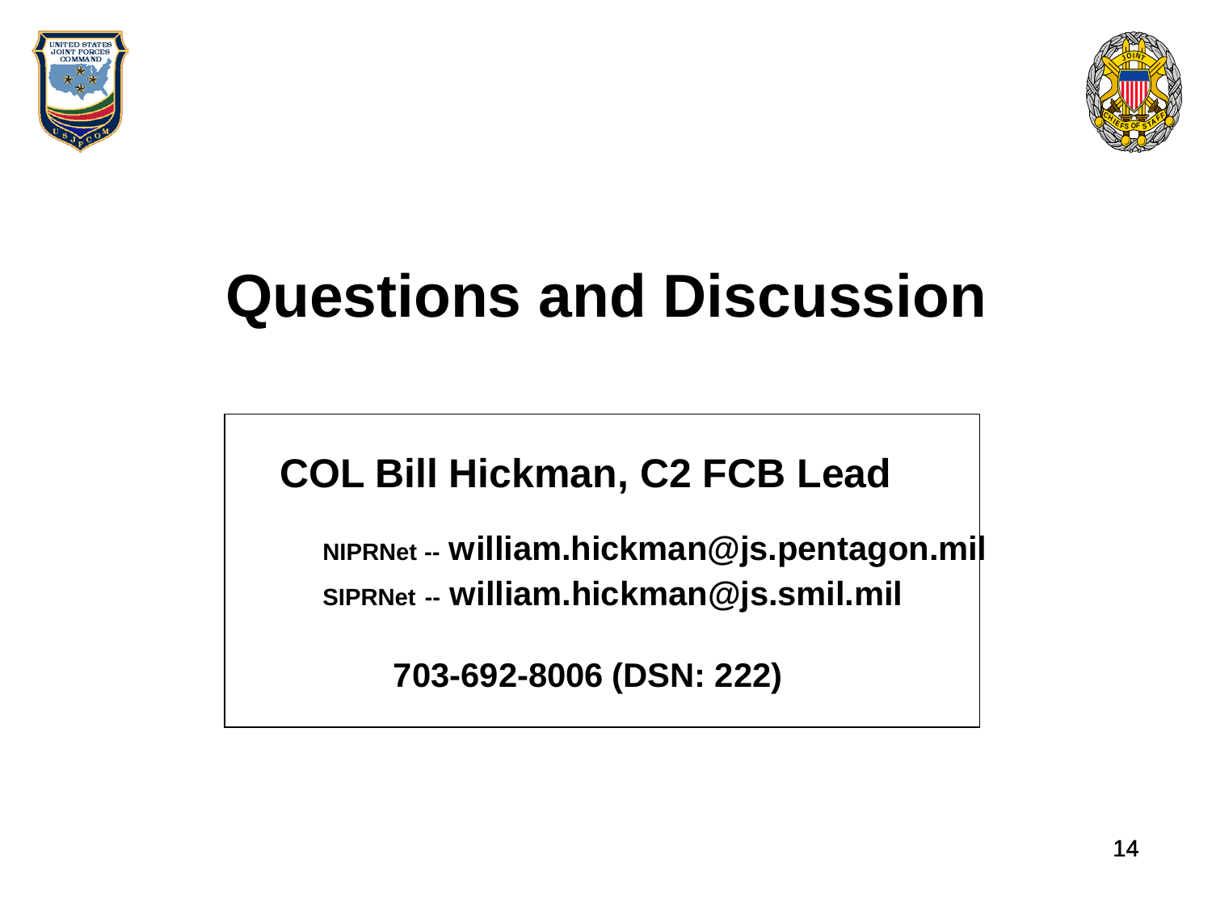# Questions and Discussion

**COL Bill Hickman, C2 FCB Lead**

**NIPRNet -- william.hickman@js.pentagon.mil**

**SIPRNet -- william.hickman@js.smil.mil**

**703-692-8006 (DSN: 222)**